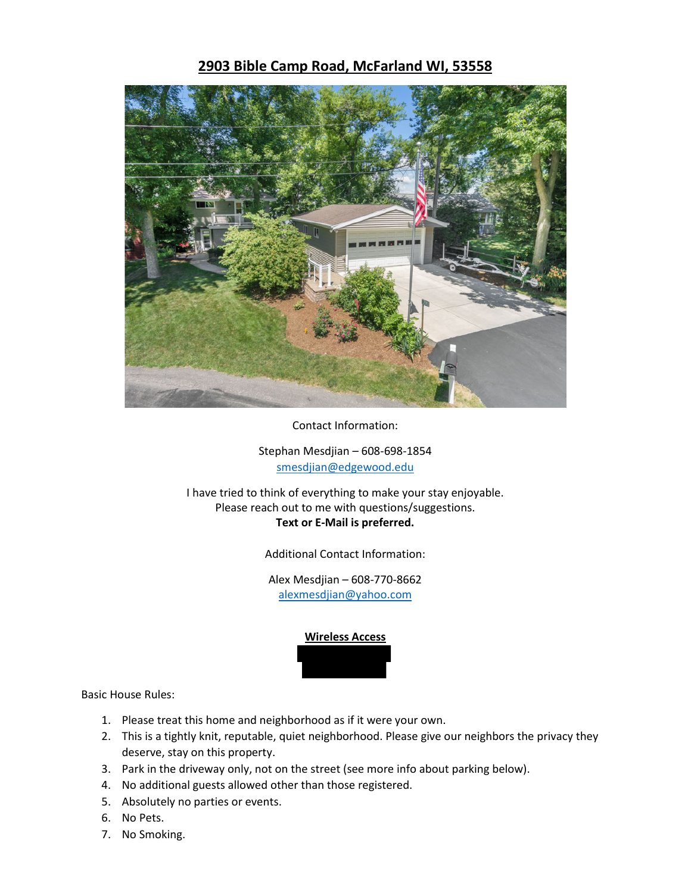# 2903 Bible Camp Road, McFarland WI, 53558

Contact Information:

Stephan Mesdjian – 608-698-1854
smesdjian@edgewood.edu

I have tried to think of everything to make your stay enjoyable.
Please reach out to me with questions/suggestions.
**Text or E-Mail is preferred.**

Additional Contact Information:

Alex Mesdjian – 608-770-8662
alexmesdjian@yahoo.com

**Wireless Access**

Basic House Rules:

1. Please treat this home and neighborhood as if it were your own.
2. This is a tightly knit, reputable, quiet neighborhood. Please give our neighbors the privacy they deserve, stay on this property.
3. Park in the driveway only, not on the street (see more info about parking below).
4. No additional guests allowed other than those registered.
5. Absolutely no parties or events.
6. No Pets.
7. No Smoking.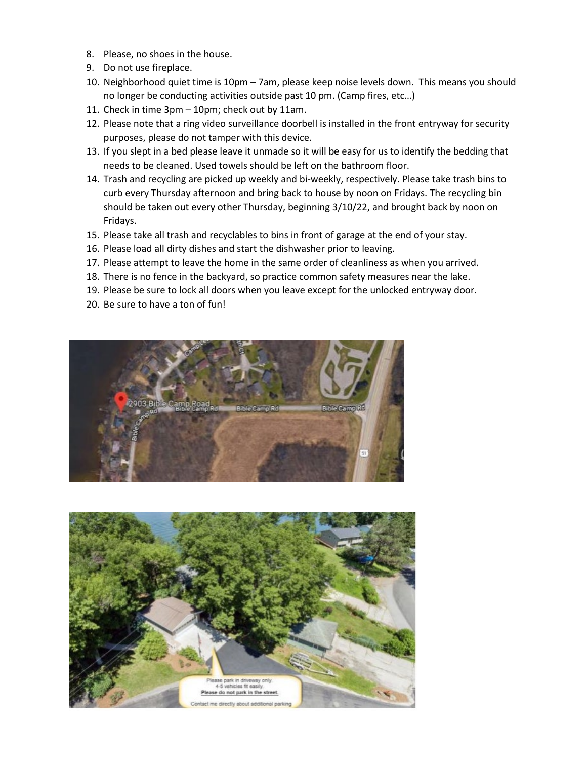8. Please, no shoes in the house.
9. Do not use fireplace.
10. Neighborhood quiet time is 10pm – 7am, please keep noise levels down. This means you should no longer be conducting activities outside past 10 pm. (Camp fires, etc…)
11. Check in time 3pm – 10pm; check out by 11am.
12. Please note that a ring video surveillance doorbell is installed in the front entryway for security purposes, please do not tamper with this device.
13. If you slept in a bed please leave it unmade so it will be easy for us to identify the bedding that needs to be cleaned. Used towels should be left on the bathroom floor.
14. Trash and recycling are picked up weekly and bi-weekly, respectively. Please take trash bins to curb every Thursday afternoon and bring back to house by noon on Fridays. The recycling bin should be taken out every other Thursday, beginning 3/10/22, and brought back by noon on Fridays.
15. Please take all trash and recyclables to bins in front of garage at the end of your stay.
16. Please load all dirty dishes and start the dishwasher prior to leaving.
17. Please attempt to leave the home in the same order of cleanliness as when you arrived.
18. There is no fence in the backyard, so practice common safety measures near the lake.
19. Please be sure to lock all doors when you leave except for the unlocked entryway door.
20. Be sure to have a ton of fun!